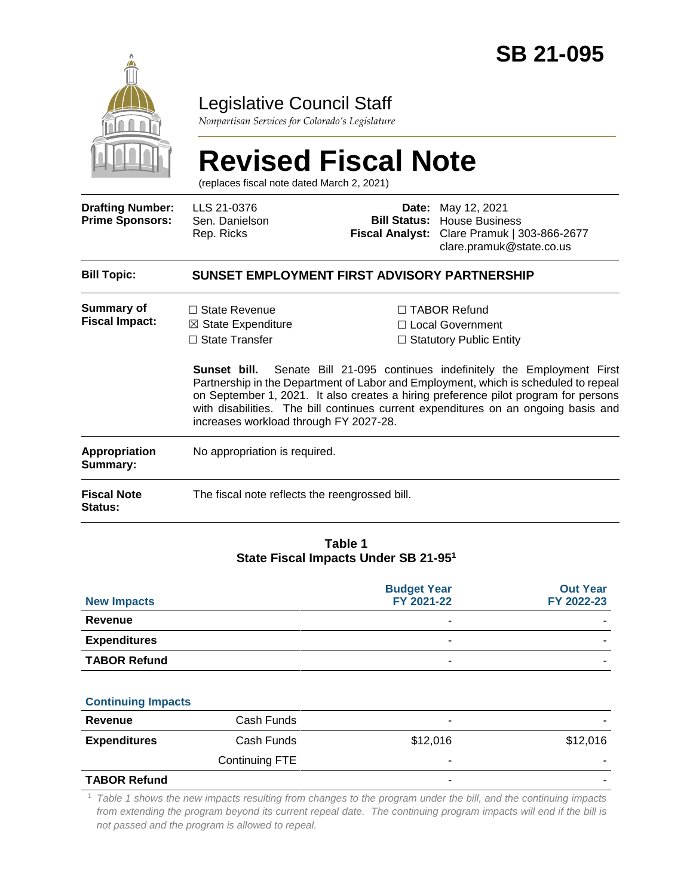# SB 21-095

## Legislative Council Staff

*Nonpartisan Services for Colorado's Legislature*

# Revised Fiscal Note

(replaces fiscal note dated March 2, 2021)

| | | | |
|---|---|---|---|
| **Drafting Number:** | LLS 21-0376 | **Date:** | May 12, 2021 |
| **Prime Sponsors:** | Sen. Danielson<br>Rep. Ricks | **Bill Status:** | House Business |
| | | **Fiscal Analyst:** | Clare Pramuk \| 303-866-2677<br>clare.pramuk@state.co.us |

**Bill Topic:** **SUNSET EMPLOYMENT FIRST ADVISORY PARTNERSHIP**

**Summary of Fiscal Impact:**

☐ State Revenue
☒ State Expenditure
☐ State Transfer
☐ TABOR Refund
☐ Local Government
☐ Statutory Public Entity

**Sunset bill.** Senate Bill 21-095 continues indefinitely the Employment First Partnership in the Department of Labor and Employment, which is scheduled to repeal on September 1, 2021. It also creates a hiring preference pilot program for persons with disabilities. The bill continues current expenditures on an ongoing basis and increases workload through FY 2027-28.

**Appropriation Summary:** No appropriation is required.

**Fiscal Note Status:** The fiscal note reflects the reengrossed bill.

**Table 1**
**State Fiscal Impacts Under SB 21-95[1]**

| **New Impacts** | | **Budget Year FY 2021-22** | **Out Year FY 2022-23** |
|---|---|---|---|
| **Revenue** | | - | - |
| **Expenditures** | | - | - |
| **TABOR Refund** | | - | - |
| **Continuing Impacts** | | | |
| **Revenue** | Cash Funds | - | - |
| **Expenditures** | Cash Funds | $12,016 | $12,016 |
| | Continuing FTE | - | - |
| **TABOR Refund** | | - | - |

[1] *Table 1 shows the new impacts resulting from changes to the program under the bill, and the continuing impacts from extending the program beyond its current repeal date. The continuing program impacts will end if the bill is not passed and the program is allowed to repeal.*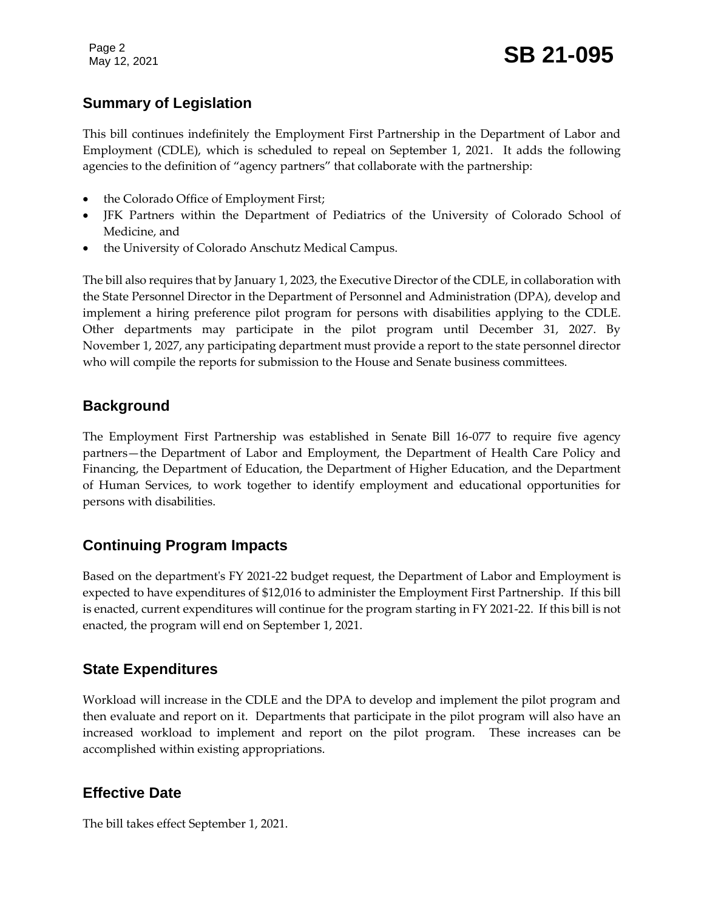## Summary of Legislation

This bill continues indefinitely the Employment First Partnership in the Department of Labor and Employment (CDLE), which is scheduled to repeal on September 1, 2021. It adds the following agencies to the definition of "agency partners" that collaborate with the partnership:

- the Colorado Office of Employment First;
- JFK Partners within the Department of Pediatrics of the University of Colorado School of Medicine, and
- the University of Colorado Anschutz Medical Campus.

The bill also requires that by January 1, 2023, the Executive Director of the CDLE, in collaboration with the State Personnel Director in the Department of Personnel and Administration (DPA), develop and implement a hiring preference pilot program for persons with disabilities applying to the CDLE. Other departments may participate in the pilot program until December 31, 2027. By November 1, 2027, any participating department must provide a report to the state personnel director who will compile the reports for submission to the House and Senate business committees.

## Background

The Employment First Partnership was established in Senate Bill 16-077 to require five agency partners—the Department of Labor and Employment, the Department of Health Care Policy and Financing, the Department of Education, the Department of Higher Education, and the Department of Human Services, to work together to identify employment and educational opportunities for persons with disabilities.

## Continuing Program Impacts

Based on the department's FY 2021-22 budget request, the Department of Labor and Employment is expected to have expenditures of $12,016 to administer the Employment First Partnership. If this bill is enacted, current expenditures will continue for the program starting in FY 2021-22. If this bill is not enacted, the program will end on September 1, 2021.

## State Expenditures

Workload will increase in the CDLE and the DPA to develop and implement the pilot program and then evaluate and report on it. Departments that participate in the pilot program will also have an increased workload to implement and report on the pilot program. These increases can be accomplished within existing appropriations.

## Effective Date

The bill takes effect September 1, 2021.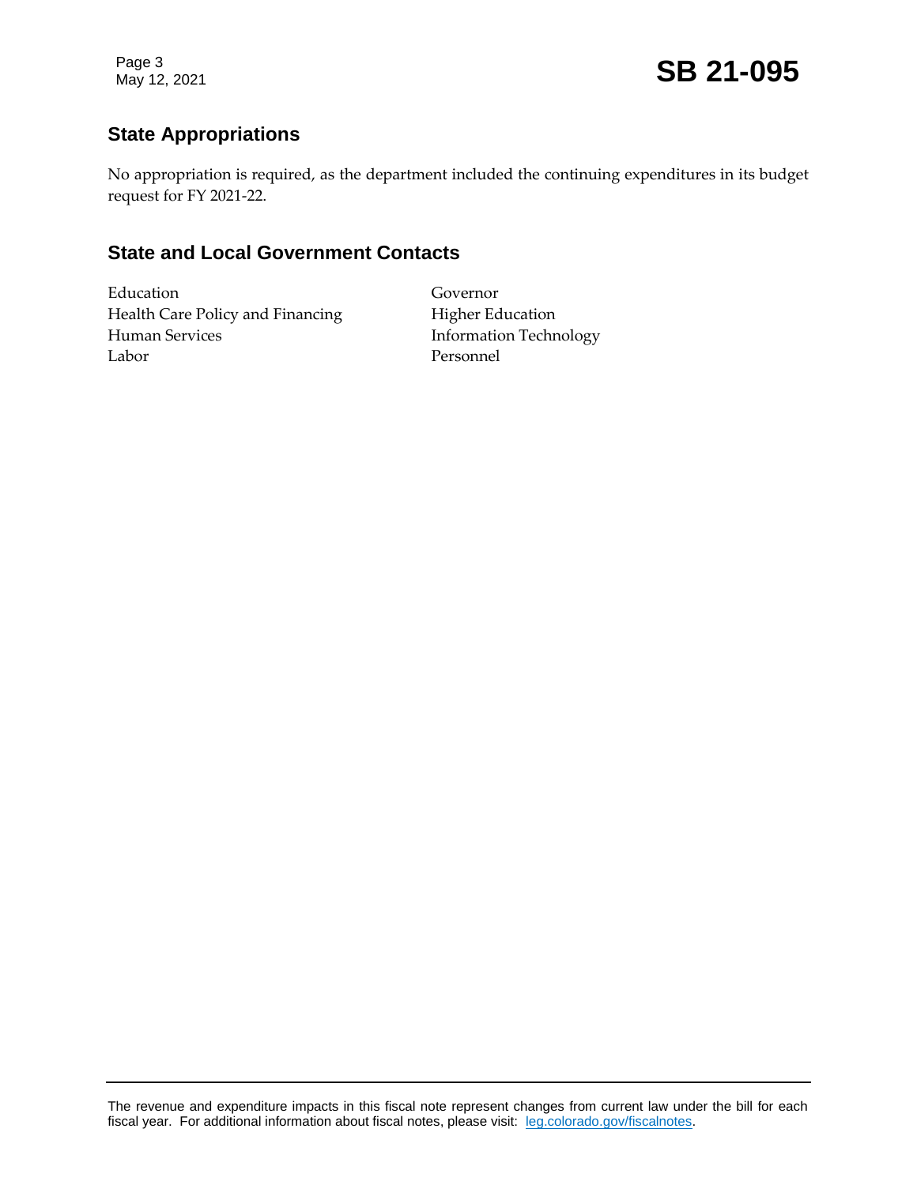## State Appropriations

No appropriation is required, as the department included the continuing expenditures in its budget request for FY 2021-22.

## State and Local Government Contacts

Education
Health Care Policy and Financing
Human Services
Labor
Governor
Higher Education
Information Technology
Personnel

The revenue and expenditure impacts in this fiscal note represent changes from current law under the bill for each fiscal year. For additional information about fiscal notes, please visit: leg.colorado.gov/fiscalnotes.